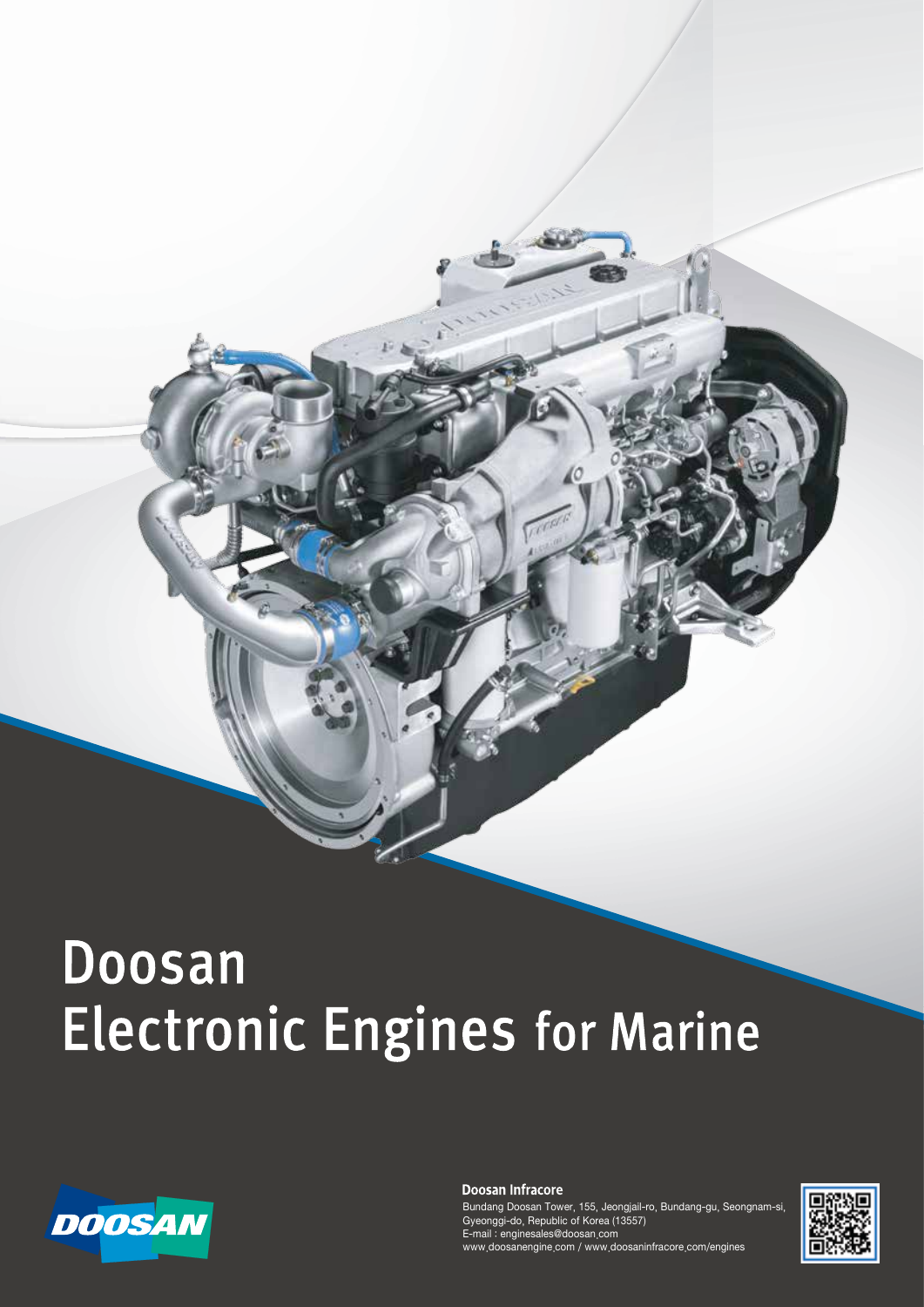# Doosan
# Electronic Engines for Marine

**Doosan Infracore**

Bundang Doosan Tower, 155, Jeongjail-ro, Bundang-gu, Seongnam-si, Gyeonggi-do, Republic of Korea (13557)
E-mail : enginesales@doosan.com
www.doosanengine.com / www.doosaninfracore.com/engines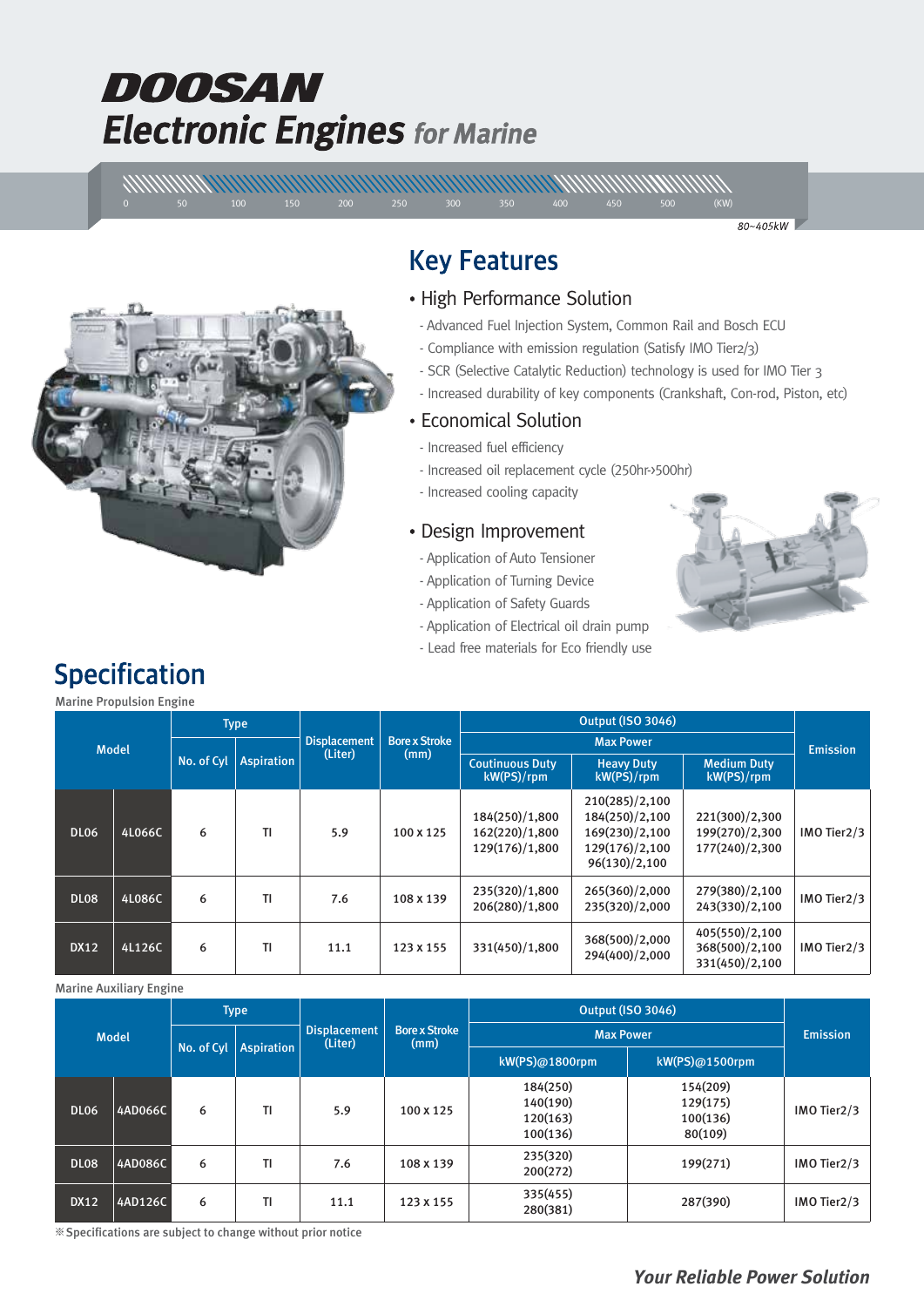# DOOSAN

## Electronic Engines for Marine

0 50 100 150 200 250 300 350 400 450 500 (KW)

80~405kW

## Key Features

- High Performance Solution
  - Advanced Fuel Injection System, Common Rail and Bosch ECU
  - Compliance with emission regulation (Satisfy IMO Tier2/3)
  - SCR (Selective Catalytic Reduction) technology is used for IMO Tier 3
  - Increased durability of key components (Crankshaft, Con-rod, Piston, etc)
- Economical Solution
  - Increased fuel efficiency
  - Increased oil replacement cycle (250hr›500hr)
  - Increased cooling capacity
- Design Improvement
  - Application of Auto Tensioner
  - Application of Turning Device
  - Application of Safety Guards
  - Application of Electrical oil drain pump
  - Lead free materials for Eco friendly use

## Specification

Marine Propulsion Engine

| Model | | Type | | Displacement (Liter) | Bore x Stroke (mm) | Output (ISO 3046) | | | Emission |
|---|---|---|---|---|---|---|---|---|---|
| | | | | | | Max Power | | | |
| | | No. of Cyl | Aspiration | | | Coutinuous Duty kW(PS)/rpm | Heavy Duty kW(PS)/rpm | Medium Duty kW(PS)/rpm | |
| DL06 | 4L066C | 6 | TI | 5.9 | 100 x 125 | 184(250)/1,800<br>162(220)/1,800<br>129(176)/1,800 | 210(285)/2,100<br>184(250)/2,100<br>169(230)/2,100<br>129(176)/2,100<br>96(130)/2,100 | 221(300)/2,300<br>199(270)/2,300<br>177(240)/2,300 | IMO Tier2/3 |
| DL08 | 4L086C | 6 | TI | 7.6 | 108 x 139 | 235(320)/1,800<br>206(280)/1,800 | 265(360)/2,000<br>235(320)/2,000 | 279(380)/2,100<br>243(330)/2,100 | IMO Tier2/3 |
| DX12 | 4L126C | 6 | TI | 11.1 | 123 x 155 | 331(450)/1,800 | 368(500)/2,000<br>294(400)/2,000 | 405(550)/2,100<br>368(500)/2,100<br>331(450)/2,100 | IMO Tier2/3 |

Marine Auxiliary Engine

| Model | | Type | | Displacement (Liter) | Bore x Stroke (mm) | Output (ISO 3046) | | Emission |
|---|---|---|---|---|---|---|---|---|
| | | | | | | Max Power | | |
| | | No. of Cyl | Aspiration | | | kW(PS)@1800rpm | kW(PS)@1500rpm | |
| DL06 | 4AD066C | 6 | TI | 5.9 | 100 x 125 | 184(250)<br>140(190)<br>120(163)<br>100(136) | 154(209)<br>129(175)<br>100(136)<br>80(109) | IMO Tier2/3 |
| DL08 | 4AD086C | 6 | TI | 7.6 | 108 x 139 | 235(320)<br>200(272) | 199(271) | IMO Tier2/3 |
| DX12 | 4AD126C | 6 | TI | 11.1 | 123 x 155 | 335(455)<br>280(381) | 287(390) | IMO Tier2/3 |

※Specifications are subject to change without prior notice

*Your Reliable Power Solution*